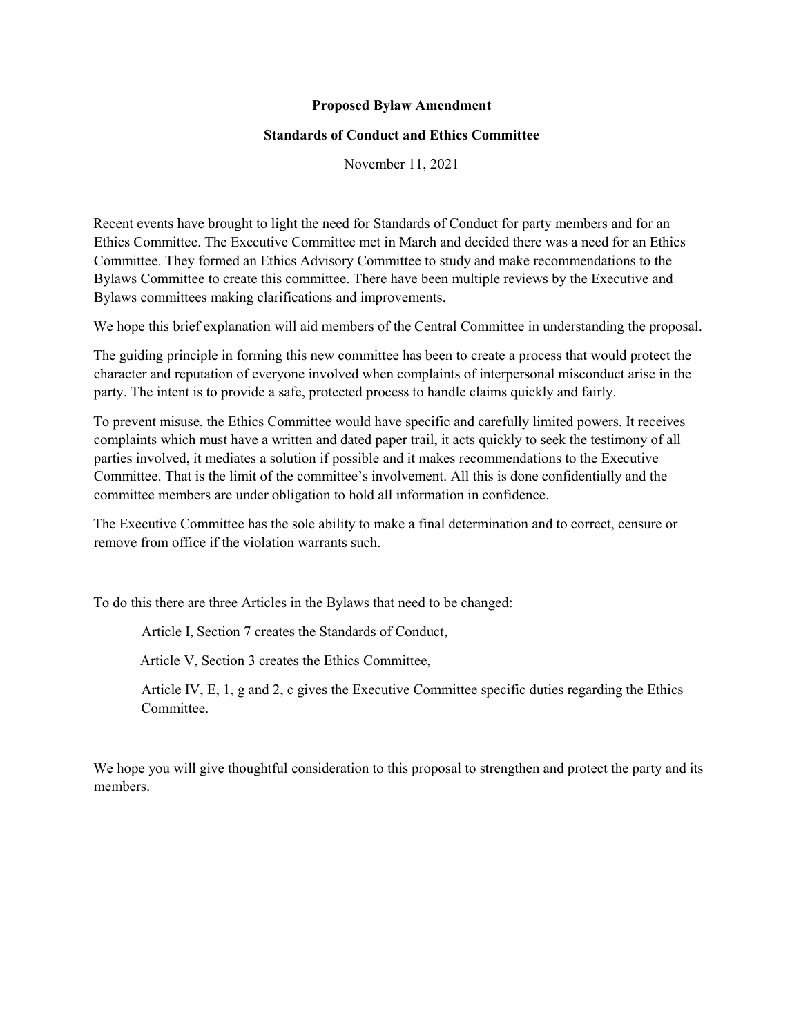**Proposed Bylaw Amendment**

**Standards of Conduct and Ethics Committee**

November 11, 2021

Recent events have brought to light the need for Standards of Conduct for party members and for an Ethics Committee. The Executive Committee met in March and decided there was a need for an Ethics Committee. They formed an Ethics Advisory Committee to study and make recommendations to the Bylaws Committee to create this committee. There have been multiple reviews by the Executive and Bylaws committees making clarifications and improvements.

We hope this brief explanation will aid members of the Central Committee in understanding the proposal.

The guiding principle in forming this new committee has been to create a process that would protect the character and reputation of everyone involved when complaints of interpersonal misconduct arise in the party. The intent is to provide a safe, protected process to handle claims quickly and fairly.

To prevent misuse, the Ethics Committee would have specific and carefully limited powers. It receives complaints which must have a written and dated paper trail, it acts quickly to seek the testimony of all parties involved, it mediates a solution if possible and it makes recommendations to the Executive Committee. That is the limit of the committee's involvement. All this is done confidentially and the committee members are under obligation to hold all information in confidence.

The Executive Committee has the sole ability to make a final determination and to correct, censure or remove from office if the violation warrants such.

To do this there are three Articles in the Bylaws that need to be changed:

Article I, Section 7 creates the Standards of Conduct,

Article V, Section 3 creates the Ethics Committee,

Article IV, E, 1, g and 2, c gives the Executive Committee specific duties regarding the Ethics Committee.

We hope you will give thoughtful consideration to this proposal to strengthen and protect the party and its members.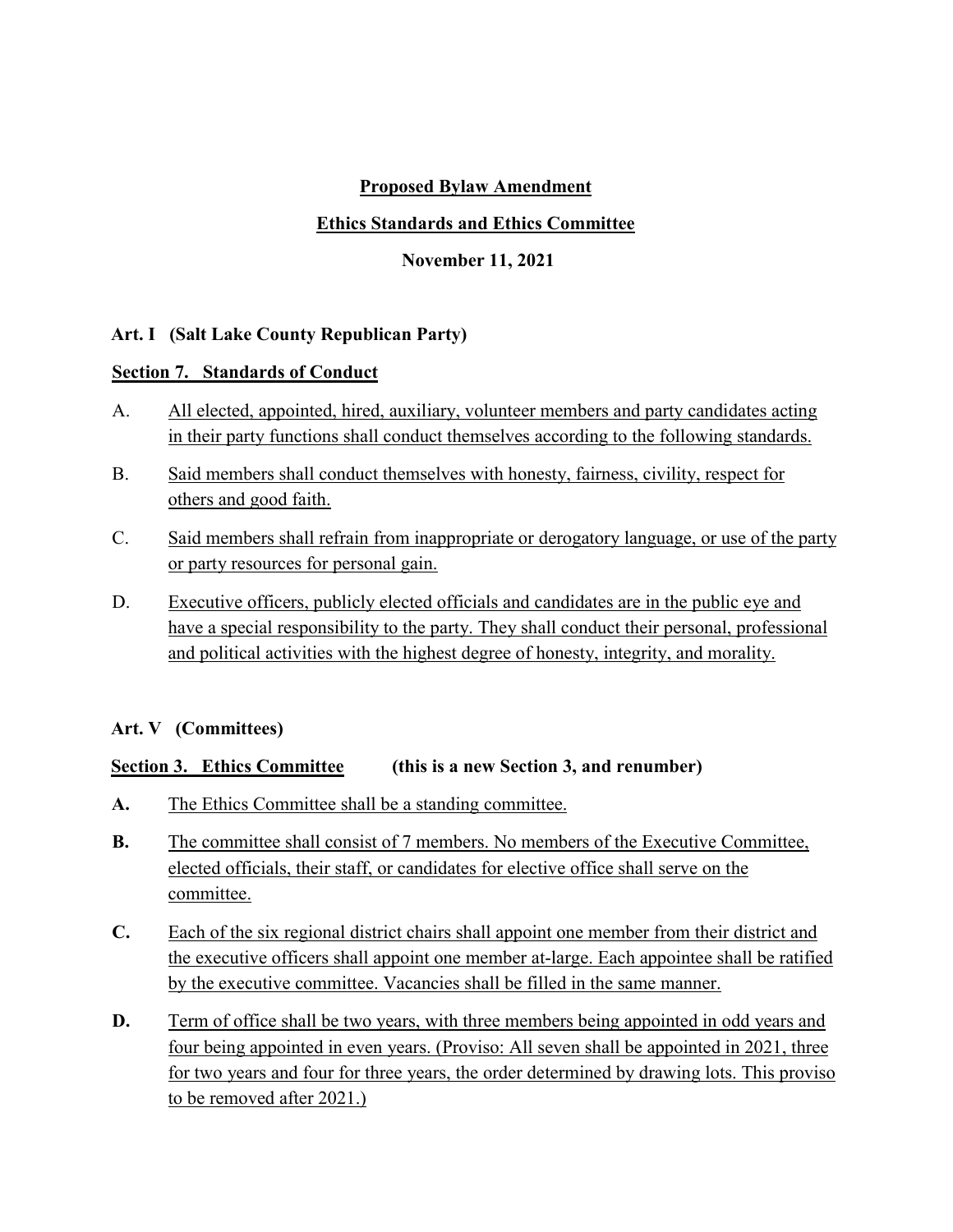**Proposed Bylaw Amendment**

**Ethics Standards and Ethics Committee**

**November 11, 2021**

**Art. I (Salt Lake County Republican Party)**

**Section 7. Standards of Conduct**

A. All elected, appointed, hired, auxiliary, volunteer members and party candidates acting in their party functions shall conduct themselves according to the following standards.

B. Said members shall conduct themselves with honesty, fairness, civility, respect for others and good faith.

C. Said members shall refrain from inappropriate or derogatory language, or use of the party or party resources for personal gain.

D. Executive officers, publicly elected officials and candidates are in the public eye and have a special responsibility to the party. They shall conduct their personal, professional and political activities with the highest degree of honesty, integrity, and morality.

**Art. V (Committees)**

**Section 3. Ethics Committee** **(this is a new Section 3, and renumber)**

**A.** The Ethics Committee shall be a standing committee.

**B.** The committee shall consist of 7 members. No members of the Executive Committee, elected officials, their staff, or candidates for elective office shall serve on the committee.

**C.** Each of the six regional district chairs shall appoint one member from their district and the executive officers shall appoint one member at-large. Each appointee shall be ratified by the executive committee. Vacancies shall be filled in the same manner.

**D.** Term of office shall be two years, with three members being appointed in odd years and four being appointed in even years. (Proviso: All seven shall be appointed in 2021, three for two years and four for three years, the order determined by drawing lots. This proviso to be removed after 2021.)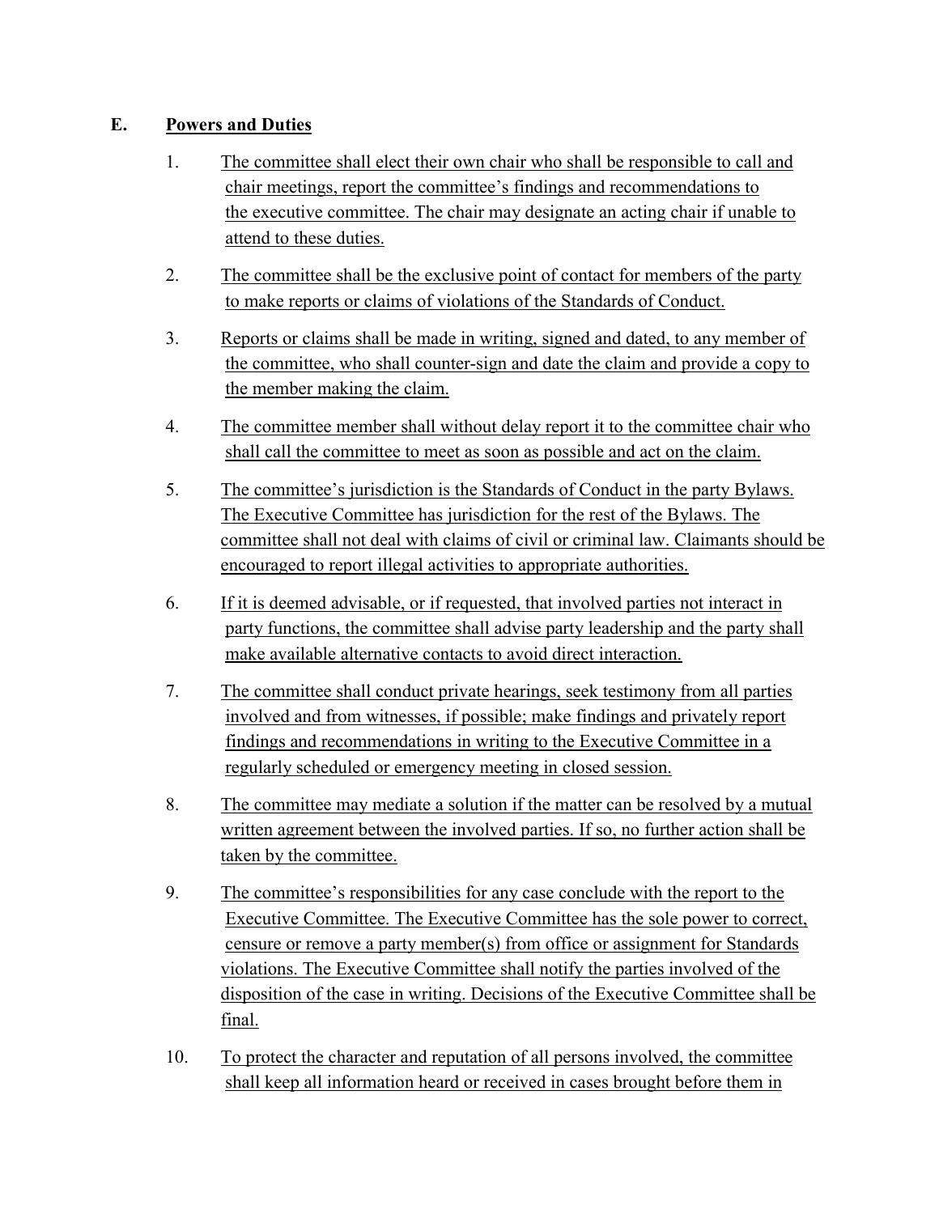## E. Powers and Duties

1. The committee shall elect their own chair who shall be responsible to call and chair meetings, report the committee's findings and recommendations to the executive committee. The chair may designate an acting chair if unable to attend to these duties.

2. The committee shall be the exclusive point of contact for members of the party to make reports or claims of violations of the Standards of Conduct.

3. Reports or claims shall be made in writing, signed and dated, to any member of the committee, who shall counter-sign and date the claim and provide a copy to the member making the claim.

4. The committee member shall without delay report it to the committee chair who shall call the committee to meet as soon as possible and act on the claim.

5. The committee's jurisdiction is the Standards of Conduct in the party Bylaws. The Executive Committee has jurisdiction for the rest of the Bylaws. The committee shall not deal with claims of civil or criminal law. Claimants should be encouraged to report illegal activities to appropriate authorities.

6. If it is deemed advisable, or if requested, that involved parties not interact in party functions, the committee shall advise party leadership and the party shall make available alternative contacts to avoid direct interaction.

7. The committee shall conduct private hearings, seek testimony from all parties involved and from witnesses, if possible; make findings and privately report findings and recommendations in writing to the Executive Committee in a regularly scheduled or emergency meeting in closed session.

8. The committee may mediate a solution if the matter can be resolved by a mutual written agreement between the involved parties. If so, no further action shall be taken by the committee.

9. The committee's responsibilities for any case conclude with the report to the Executive Committee. The Executive Committee has the sole power to correct, censure or remove a party member(s) from office or assignment for Standards violations. The Executive Committee shall notify the parties involved of the disposition of the case in writing. Decisions of the Executive Committee shall be final.

10. To protect the character and reputation of all persons involved, the committee shall keep all information heard or received in cases brought before them in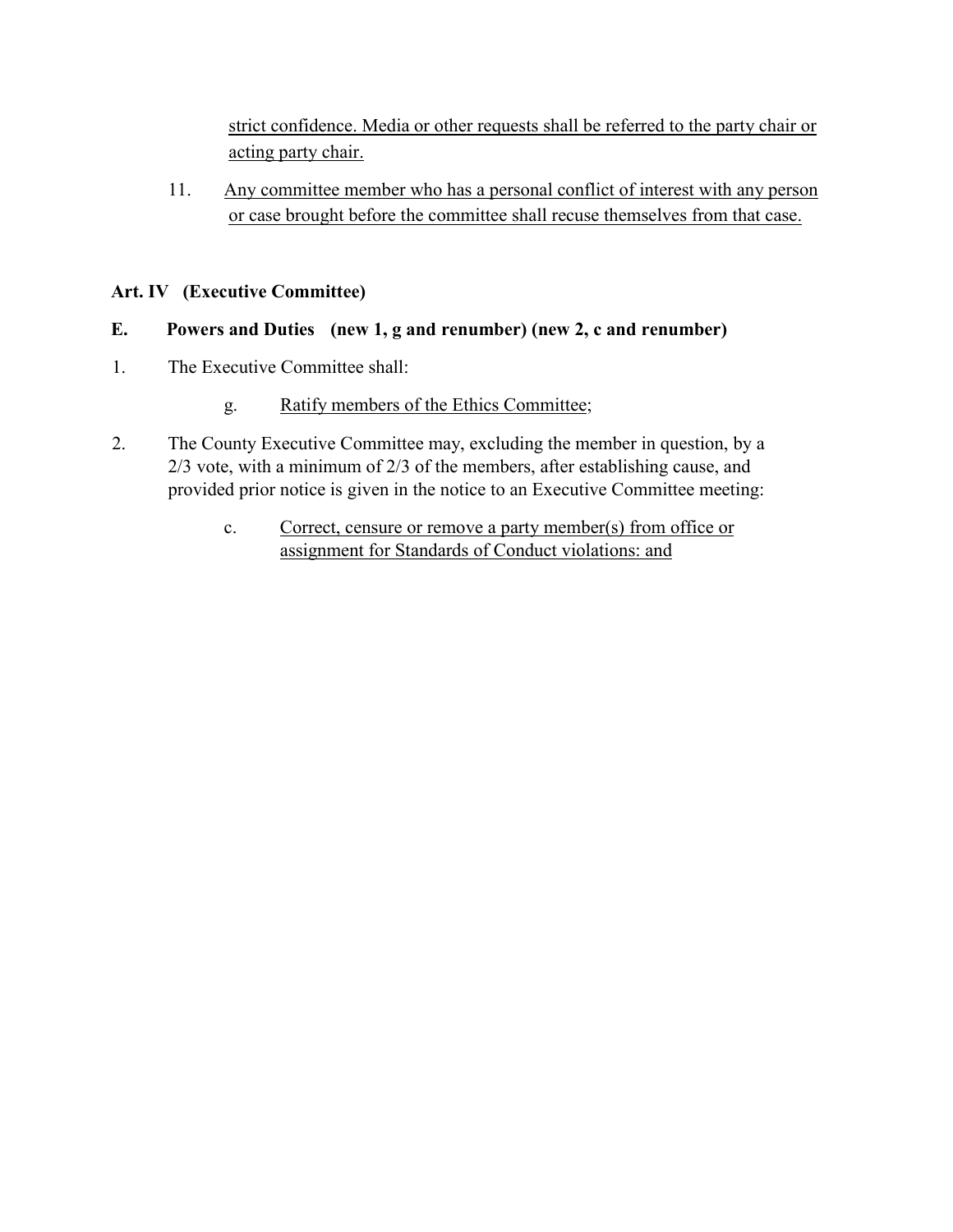strict confidence. Media or other requests shall be referred to the party chair or acting party chair.

11. Any committee member who has a personal conflict of interest with any person or case brought before the committee shall recuse themselves from that case.

**Art. IV (Executive Committee)**

**E. Powers and Duties (new 1, g and renumber) (new 2, c and renumber)**

1. The Executive Committee shall:

   g. Ratify members of the Ethics Committee;

2. The County Executive Committee may, excluding the member in question, by a 2/3 vote, with a minimum of 2/3 of the members, after establishing cause, and provided prior notice is given in the notice to an Executive Committee meeting:

   c. Correct, censure or remove a party member(s) from office or assignment for Standards of Conduct violations: and